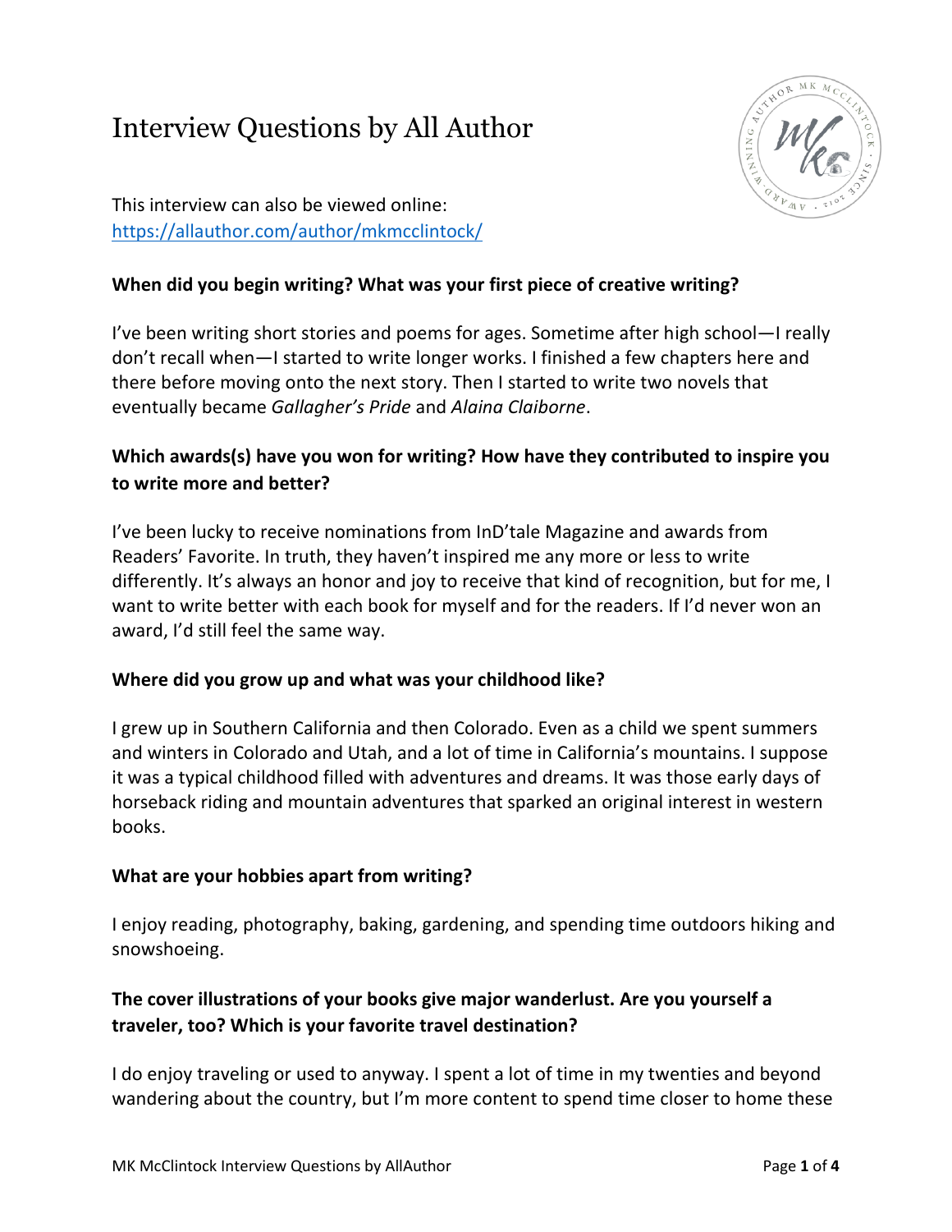# Interview Questions by All Author

This interview can also be viewed online:
https://allauthor.com/author/mkmcclintock/

**When did you begin writing? What was your first piece of creative writing?**

I've been writing short stories and poems for ages. Sometime after high school—I really don't recall when—I started to write longer works. I finished a few chapters here and there before moving onto the next story. Then I started to write two novels that eventually became *Gallagher's Pride* and *Alaina Claiborne*.

**Which awards(s) have you won for writing? How have they contributed to inspire you to write more and better?**

I've been lucky to receive nominations from InD'tale Magazine and awards from Readers' Favorite. In truth, they haven't inspired me any more or less to write differently. It's always an honor and joy to receive that kind of recognition, but for me, I want to write better with each book for myself and for the readers. If I'd never won an award, I'd still feel the same way.

**Where did you grow up and what was your childhood like?**

I grew up in Southern California and then Colorado. Even as a child we spent summers and winters in Colorado and Utah, and a lot of time in California's mountains. I suppose it was a typical childhood filled with adventures and dreams. It was those early days of horseback riding and mountain adventures that sparked an original interest in western books.

**What are your hobbies apart from writing?**

I enjoy reading, photography, baking, gardening, and spending time outdoors hiking and snowshoeing.

**The cover illustrations of your books give major wanderlust. Are you yourself a traveler, too? Which is your favorite travel destination?**

I do enjoy traveling or used to anyway. I spent a lot of time in my twenties and beyond wandering about the country, but I'm more content to spend time closer to home these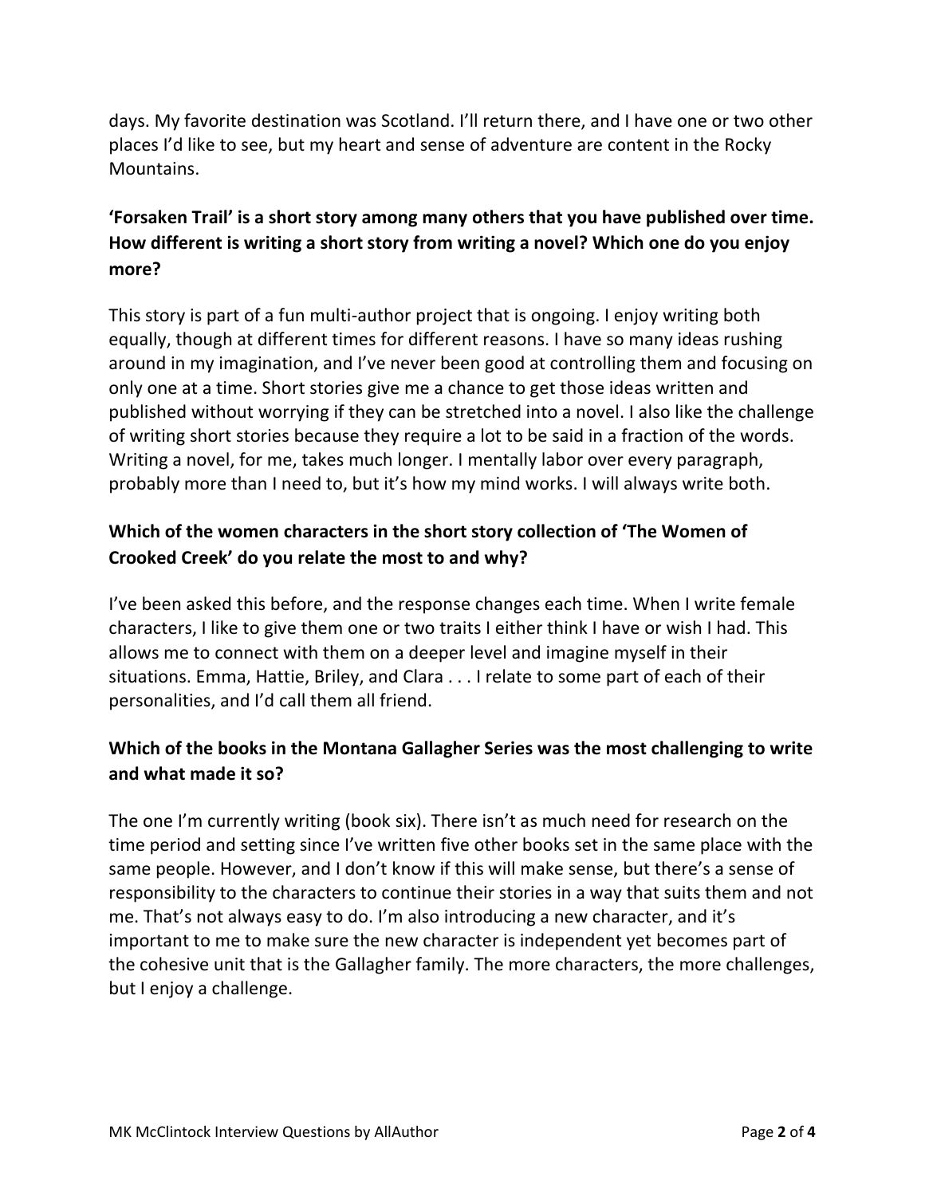days. My favorite destination was Scotland. I'll return there, and I have one or two other places I'd like to see, but my heart and sense of adventure are content in the Rocky Mountains.

**'Forsaken Trail' is a short story among many others that you have published over time. How different is writing a short story from writing a novel? Which one do you enjoy more?**

This story is part of a fun multi-author project that is ongoing. I enjoy writing both equally, though at different times for different reasons. I have so many ideas rushing around in my imagination, and I've never been good at controlling them and focusing on only one at a time. Short stories give me a chance to get those ideas written and published without worrying if they can be stretched into a novel. I also like the challenge of writing short stories because they require a lot to be said in a fraction of the words. Writing a novel, for me, takes much longer. I mentally labor over every paragraph, probably more than I need to, but it's how my mind works. I will always write both.

**Which of the women characters in the short story collection of 'The Women of Crooked Creek' do you relate the most to and why?**

I've been asked this before, and the response changes each time. When I write female characters, I like to give them one or two traits I either think I have or wish I had. This allows me to connect with them on a deeper level and imagine myself in their situations. Emma, Hattie, Briley, and Clara . . . I relate to some part of each of their personalities, and I'd call them all friend.

**Which of the books in the Montana Gallagher Series was the most challenging to write and what made it so?**

The one I'm currently writing (book six). There isn't as much need for research on the time period and setting since I've written five other books set in the same place with the same people. However, and I don't know if this will make sense, but there's a sense of responsibility to the characters to continue their stories in a way that suits them and not me. That's not always easy to do. I'm also introducing a new character, and it's important to me to make sure the new character is independent yet becomes part of the cohesive unit that is the Gallagher family. The more characters, the more challenges, but I enjoy a challenge.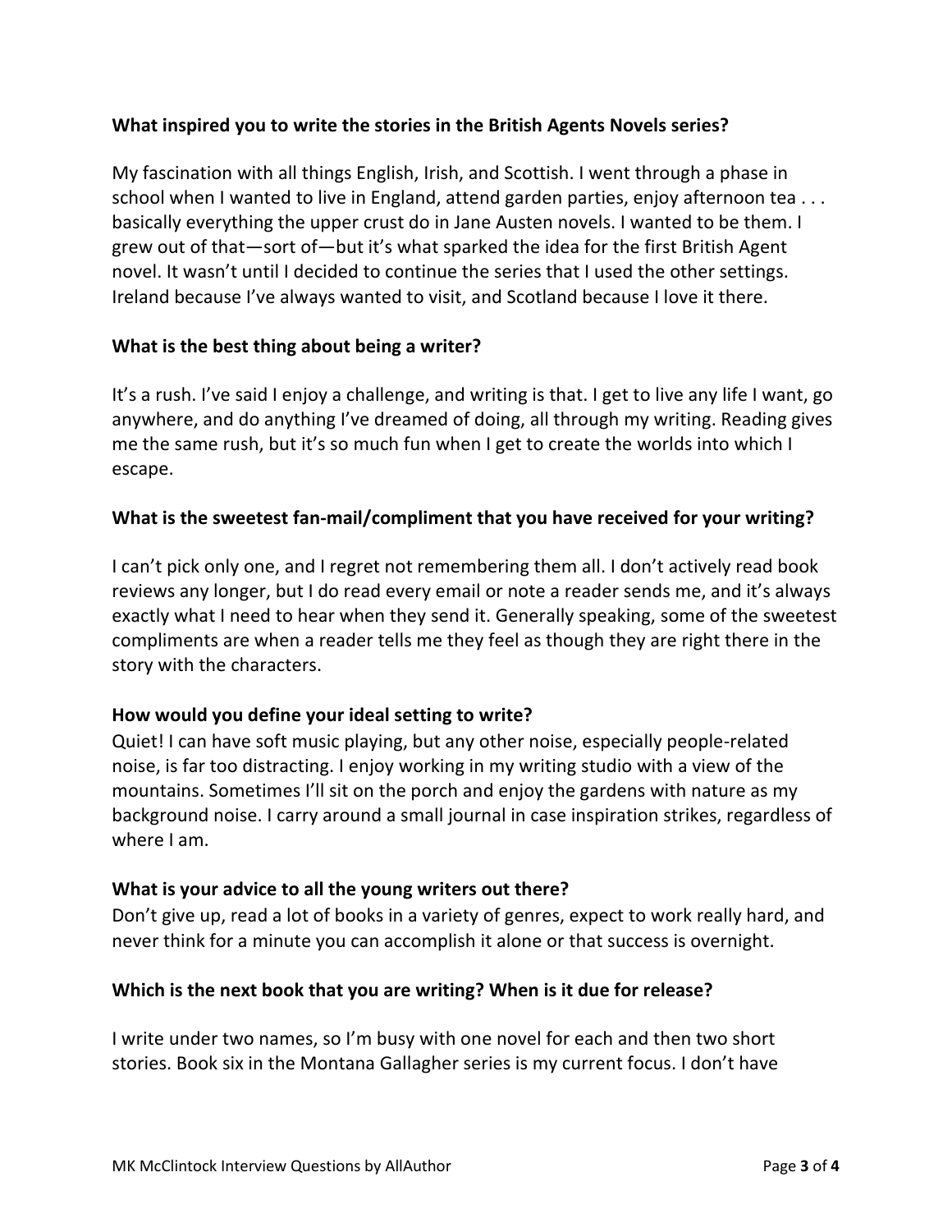**What inspired you to write the stories in the British Agents Novels series?**

My fascination with all things English, Irish, and Scottish. I went through a phase in school when I wanted to live in England, attend garden parties, enjoy afternoon tea . . . basically everything the upper crust do in Jane Austen novels. I wanted to be them. I grew out of that—sort of—but it's what sparked the idea for the first British Agent novel. It wasn't until I decided to continue the series that I used the other settings. Ireland because I've always wanted to visit, and Scotland because I love it there.

**What is the best thing about being a writer?**

It's a rush. I've said I enjoy a challenge, and writing is that. I get to live any life I want, go anywhere, and do anything I've dreamed of doing, all through my writing. Reading gives me the same rush, but it's so much fun when I get to create the worlds into which I escape.

**What is the sweetest fan-mail/compliment that you have received for your writing?**

I can't pick only one, and I regret not remembering them all. I don't actively read book reviews any longer, but I do read every email or note a reader sends me, and it's always exactly what I need to hear when they send it. Generally speaking, some of the sweetest compliments are when a reader tells me they feel as though they are right there in the story with the characters.

**How would you define your ideal setting to write?**

Quiet! I can have soft music playing, but any other noise, especially people-related noise, is far too distracting. I enjoy working in my writing studio with a view of the mountains. Sometimes I'll sit on the porch and enjoy the gardens with nature as my background noise. I carry around a small journal in case inspiration strikes, regardless of where I am.

**What is your advice to all the young writers out there?**

Don't give up, read a lot of books in a variety of genres, expect to work really hard, and never think for a minute you can accomplish it alone or that success is overnight.

**Which is the next book that you are writing? When is it due for release?**

I write under two names, so I'm busy with one novel for each and then two short stories. Book six in the Montana Gallagher series is my current focus. I don't have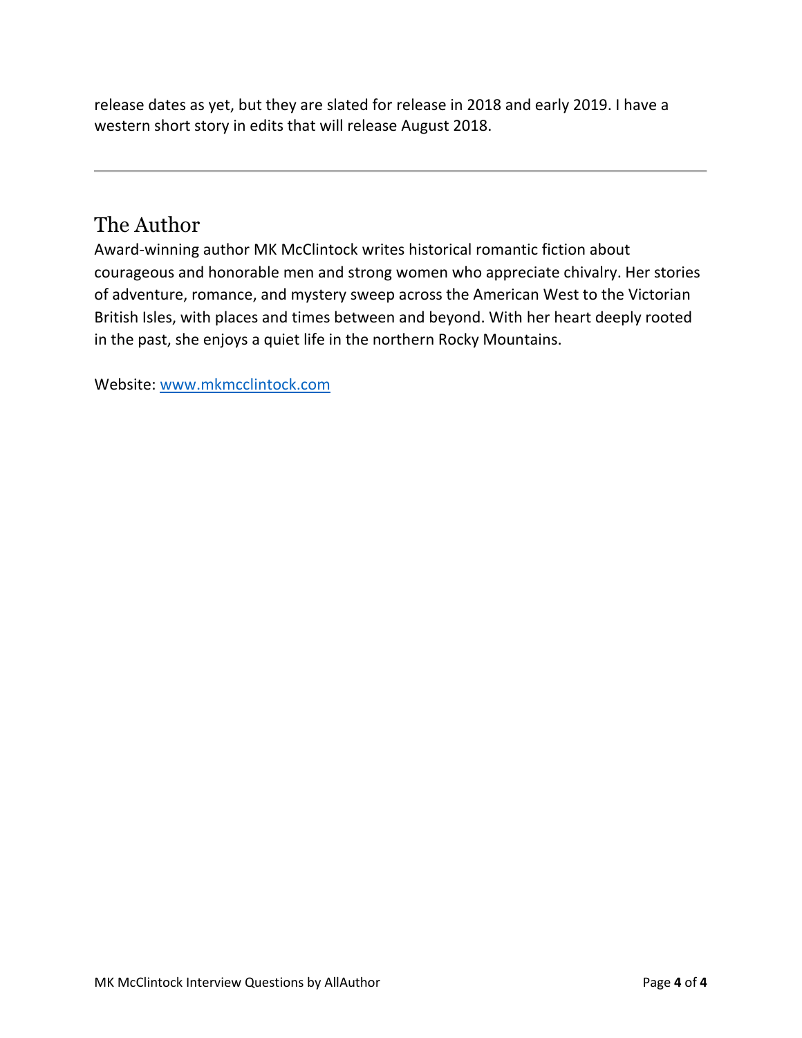release dates as yet, but they are slated for release in 2018 and early 2019. I have a western short story in edits that will release August 2018.

---

## The Author

Award-winning author MK McClintock writes historical romantic fiction about courageous and honorable men and strong women who appreciate chivalry. Her stories of adventure, romance, and mystery sweep across the American West to the Victorian British Isles, with places and times between and beyond. With her heart deeply rooted in the past, she enjoys a quiet life in the northern Rocky Mountains.

Website: [www.mkmcclintock.com](http://www.mkmcclintock.com)